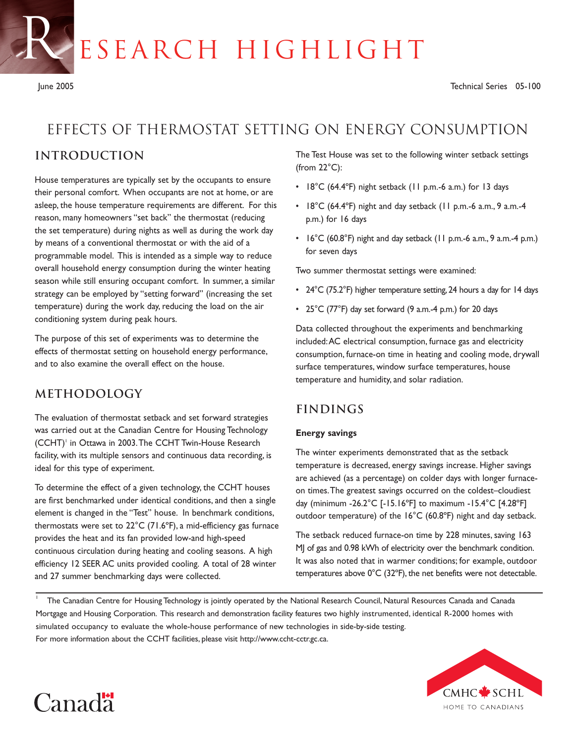# RESEARCH HIGHLIGHT

June 2005 Technical Series 05-100

## EFFECTS OF THERMOSTAT SETTING ON ENERGY CONSUMPTION

### INTRODUCTION

House temperatures are typically set by the occupants to ensure their personal comfort. When occupants are not at home, or are asleep, the house temperature requirements are different. For this reason, many homeowners "set back" the thermostat (reducing the set temperature) during nights as well as during the work day by means of a conventional thermostat or with the aid of a programmable model. This is intended as a simple way to reduce overall household energy consumption during the winter heating season while still ensuring occupant comfort. In summer, a similar strategy can be employed by "setting forward" (increasing the set temperature) during the work day, reducing the load on the air conditioning system during peak hours.

The purpose of this set of experiments was to determine the effects of thermostat setting on household energy performance, and to also examine the overall effect on the house.

### METHODOLOGY

The evaluation of thermostat setback and set forward strategies was carried out at the Canadian Centre for Housing Technology (CCHT)[1] in Ottawa in 2003. The CCHT Twin-House Research facility, with its multiple sensors and continuous data recording, is ideal for this type of experiment.

To determine the effect of a given technology, the CCHT houses are first benchmarked under identical conditions, and then a single element is changed in the "Test" house. In benchmark conditions, thermostats were set to 22°C (71.6°F), a mid-efficiency gas furnace provides the heat and its fan provided low-and high-speed continuous circulation during heating and cooling seasons. A high efficiency 12 SEER AC units provided cooling. A total of 28 winter and 27 summer benchmarking days were collected.

The Test House was set to the following winter setback settings (from 22°C):

- 18°C (64.4°F) night setback (11 p.m.-6 a.m.) for 13 days
- 18°C (64.4°F) night and day setback (11 p.m.-6 a.m., 9 a.m.-4 p.m.) for 16 days
- 16°C (60.8°F) night and day setback (11 p.m.-6 a.m., 9 a.m.-4 p.m.) for seven days

Two summer thermostat settings were examined:

- 24°C (75.2°F) higher temperature setting, 24 hours a day for 14 days
- 25°C (77°F) day set forward (9 a.m.-4 p.m.) for 20 days

Data collected throughout the experiments and benchmarking included: AC electrical consumption, furnace gas and electricity consumption, furnace-on time in heating and cooling mode, drywall surface temperatures, window surface temperatures, house temperature and humidity, and solar radiation.

### FINDINGS

**Energy savings**

The winter experiments demonstrated that as the setback temperature is decreased, energy savings increase. Higher savings are achieved (as a percentage) on colder days with longer furnace-on times. The greatest savings occurred on the coldest–cloudiest day (minimum -26.2°C [-15.16°F] to maximum -15.4°C [4.28°F] outdoor temperature) of the 16°C (60.8°F) night and day setback.

The setback reduced furnace-on time by 228 minutes, saving 163 MJ of gas and 0.98 kWh of electricity over the benchmark condition. It was also noted that in warmer conditions; for example, outdoor temperatures above 0°C (32°F), the net benefits were not detectable.

[1] The Canadian Centre for Housing Technology is jointly operated by the National Research Council, Natural Resources Canada and Canada Mortgage and Housing Corporation. This research and demonstration facility features two highly instrumented, identical R-2000 homes with simulated occupancy to evaluate the whole-house performance of new technologies in side-by-side testing.
For more information about the CCHT facilities, please visit http://www.ccht-cctr.gc.ca.

Canada

CMHC SCHL
HOME TO CANADIANS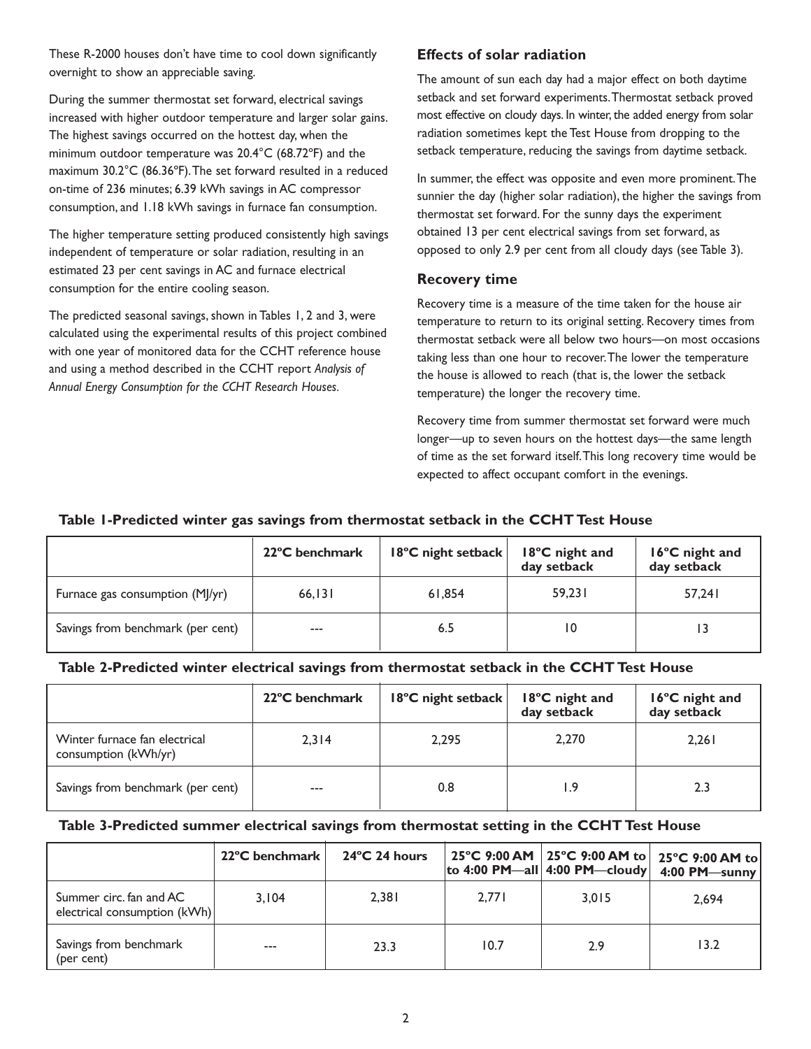These R-2000 houses don't have time to cool down significantly overnight to show an appreciable saving.

During the summer thermostat set forward, electrical savings increased with higher outdoor temperature and larger solar gains. The highest savings occurred on the hottest day, when the minimum outdoor temperature was 20.4°C (68.72°F) and the maximum 30.2°C (86.36°F). The set forward resulted in a reduced on-time of 236 minutes; 6.39 kWh savings in AC compressor consumption, and 1.18 kWh savings in furnace fan consumption.

The higher temperature setting produced consistently high savings independent of temperature or solar radiation, resulting in an estimated 23 per cent savings in AC and furnace electrical consumption for the entire cooling season.

The predicted seasonal savings, shown in Tables 1, 2 and 3, were calculated using the experimental results of this project combined with one year of monitored data for the CCHT reference house and using a method described in the CCHT report *Analysis of Annual Energy Consumption for the CCHT Research Houses*.

### Effects of solar radiation

The amount of sun each day had a major effect on both daytime setback and set forward experiments. Thermostat setback proved most effective on cloudy days. In winter, the added energy from solar radiation sometimes kept the Test House from dropping to the setback temperature, reducing the savings from daytime setback.

In summer, the effect was opposite and even more prominent. The sunnier the day (higher solar radiation), the higher the savings from thermostat set forward. For the sunny days the experiment obtained 13 per cent electrical savings from set forward, as opposed to only 2.9 per cent from all cloudy days (see Table 3).

### Recovery time

Recovery time is a measure of the time taken for the house air temperature to return to its original setting. Recovery times from thermostat setback were all below two hours—on most occasions taking less than one hour to recover. The lower the temperature the house is allowed to reach (that is, the lower the setback temperature) the longer the recovery time.

Recovery time from summer thermostat set forward were much longer—up to seven hours on the hottest days—the same length of time as the set forward itself. This long recovery time would be expected to affect occupant comfort in the evenings.

**Table 1-Predicted winter gas savings from thermostat setback in the CCHT Test House**

| | 22ºC benchmark | 18ºC night setback | 18ºC night and day setback | 16ºC night and day setback |
|---|---|---|---|---|
| Furnace gas consumption (MJ/yr) | 66,131 | 61,854 | 59,231 | 57,241 |
| Savings from benchmark (per cent) | --- | 6.5 | 10 | 13 |

**Table 2-Predicted winter electrical savings from thermostat setback in the CCHT Test House**

| | 22ºC benchmark | 18ºC night setback | 18ºC night and day setback | 16ºC night and day setback |
|---|---|---|---|---|
| Winter furnace fan electrical consumption (kWh/yr) | 2,314 | 2,295 | 2,270 | 2,261 |
| Savings from benchmark (per cent) | --- | 0.8 | 1.9 | 2.3 |

**Table 3-Predicted summer electrical savings from thermostat setting in the CCHT Test House**

| | 22ºC benchmark | 24ºC 24 hours | 25ºC 9:00 AM to 4:00 PM—all | 25ºC 9:00 AM to 4:00 PM—cloudy | 25ºC 9:00 AM to 4:00 PM—sunny |
|---|---|---|---|---|---|
| Summer circ. fan and AC electrical consumption (kWh) | 3,104 | 2,381 | 2,771 | 3,015 | 2,694 |
| Savings from benchmark (per cent) | --- | 23.3 | 10.7 | 2.9 | 13.2 |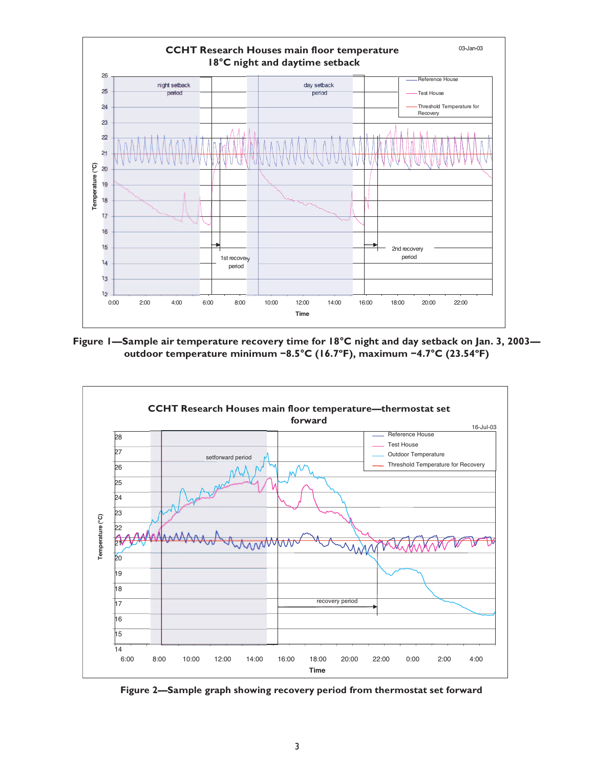**Figure 1—Sample air temperature recovery time for 18°C night and day setback on Jan. 3, 2003—outdoor temperature minimum −8.5°C (16.7°F), maximum −4.7°C (23.54°F)**

**Figure 2—Sample graph showing recovery period from thermostat set forward**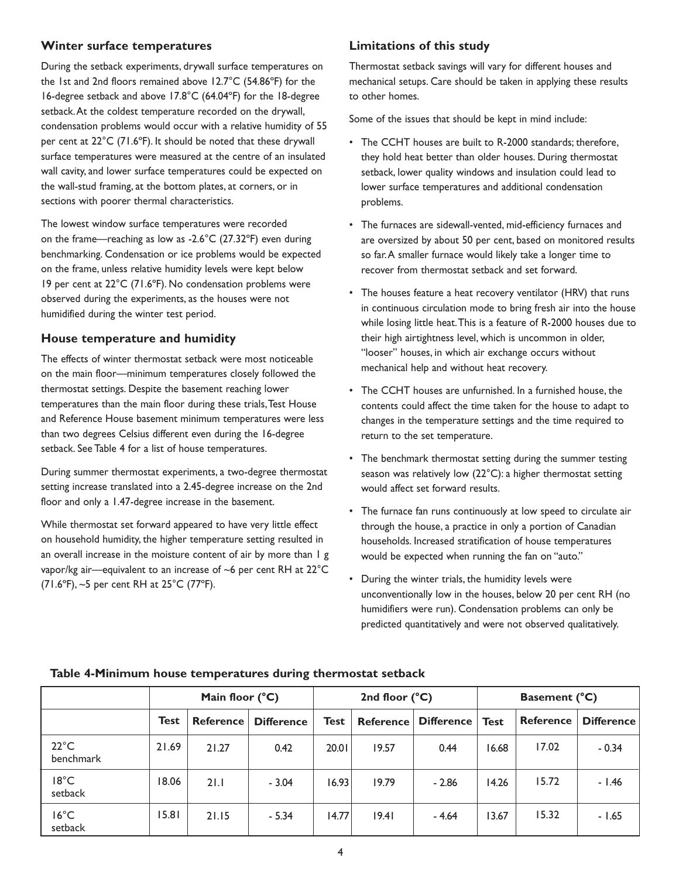### Winter surface temperatures

During the setback experiments, drywall surface temperatures on the 1st and 2nd floors remained above 12.7°C (54.86°F) for the 16-degree setback and above 17.8°C (64.04°F) for the 18-degree setback. At the coldest temperature recorded on the drywall, condensation problems would occur with a relative humidity of 55 per cent at 22°C (71.6°F). It should be noted that these drywall surface temperatures were measured at the centre of an insulated wall cavity, and lower surface temperatures could be expected on the wall-stud framing, at the bottom plates, at corners, or in sections with poorer thermal characteristics.

The lowest window surface temperatures were recorded on the frame—reaching as low as -2.6°C (27.32°F) even during benchmarking. Condensation or ice problems would be expected on the frame, unless relative humidity levels were kept below 19 per cent at 22°C (71.6°F). No condensation problems were observed during the experiments, as the houses were not humidified during the winter test period.

### House temperature and humidity

The effects of winter thermostat setback were most noticeable on the main floor—minimum temperatures closely followed the thermostat settings. Despite the basement reaching lower temperatures than the main floor during these trials, Test House and Reference House basement minimum temperatures were less than two degrees Celsius different even during the 16-degree setback. See Table 4 for a list of house temperatures.

During summer thermostat experiments, a two-degree thermostat setting increase translated into a 2.45-degree increase on the 2nd floor and only a 1.47-degree increase in the basement.

While thermostat set forward appeared to have very little effect on household humidity, the higher temperature setting resulted in an overall increase in the moisture content of air by more than 1 g vapor/kg air—equivalent to an increase of ~6 per cent RH at 22°C (71.6°F), ~5 per cent RH at 25°C (77°F).

### Limitations of this study

Thermostat setback savings will vary for different houses and mechanical setups. Care should be taken in applying these results to other homes.

Some of the issues that should be kept in mind include:

- The CCHT houses are built to R-2000 standards; therefore, they hold heat better than older houses. During thermostat setback, lower quality windows and insulation could lead to lower surface temperatures and additional condensation problems.
- The furnaces are sidewall-vented, mid-efficiency furnaces and are oversized by about 50 per cent, based on monitored results so far. A smaller furnace would likely take a longer time to recover from thermostat setback and set forward.
- The houses feature a heat recovery ventilator (HRV) that runs in continuous circulation mode to bring fresh air into the house while losing little heat. This is a feature of R-2000 houses due to their high airtightness level, which is uncommon in older, "looser" houses, in which air exchange occurs without mechanical help and without heat recovery.
- The CCHT houses are unfurnished. In a furnished house, the contents could affect the time taken for the house to adapt to changes in the temperature settings and the time required to return to the set temperature.
- The benchmark thermostat setting during the summer testing season was relatively low (22°C): a higher thermostat setting would affect set forward results.
- The furnace fan runs continuously at low speed to circulate air through the house, a practice in only a portion of Canadian households. Increased stratification of house temperatures would be expected when running the fan on "auto."
- During the winter trials, the humidity levels were unconventionally low in the houses, below 20 per cent RH (no humidifiers were run). Condensation problems can only be predicted quantitatively and were not observed qualitatively.

**Table 4-Minimum house temperatures during thermostat setback**

| | Main floor (°C) | | | 2nd floor (°C) | | | Basement (°C) | | |
|---|---|---|---|---|---|---|---|---|---|
| | Test | Reference | Difference | Test | Reference | Difference | Test | Reference | Difference |
| 22°C benchmark | 21.69 | 21.27 | 0.42 | 20.01 | 19.57 | 0.44 | 16.68 | 17.02 | - 0.34 |
| 18°C setback | 18.06 | 21.1 | - 3.04 | 16.93 | 19.79 | - 2.86 | 14.26 | 15.72 | - 1.46 |
| 16°C setback | 15.81 | 21.15 | - 5.34 | 14.77 | 19.41 | - 4.64 | 13.67 | 15.32 | - 1.65 |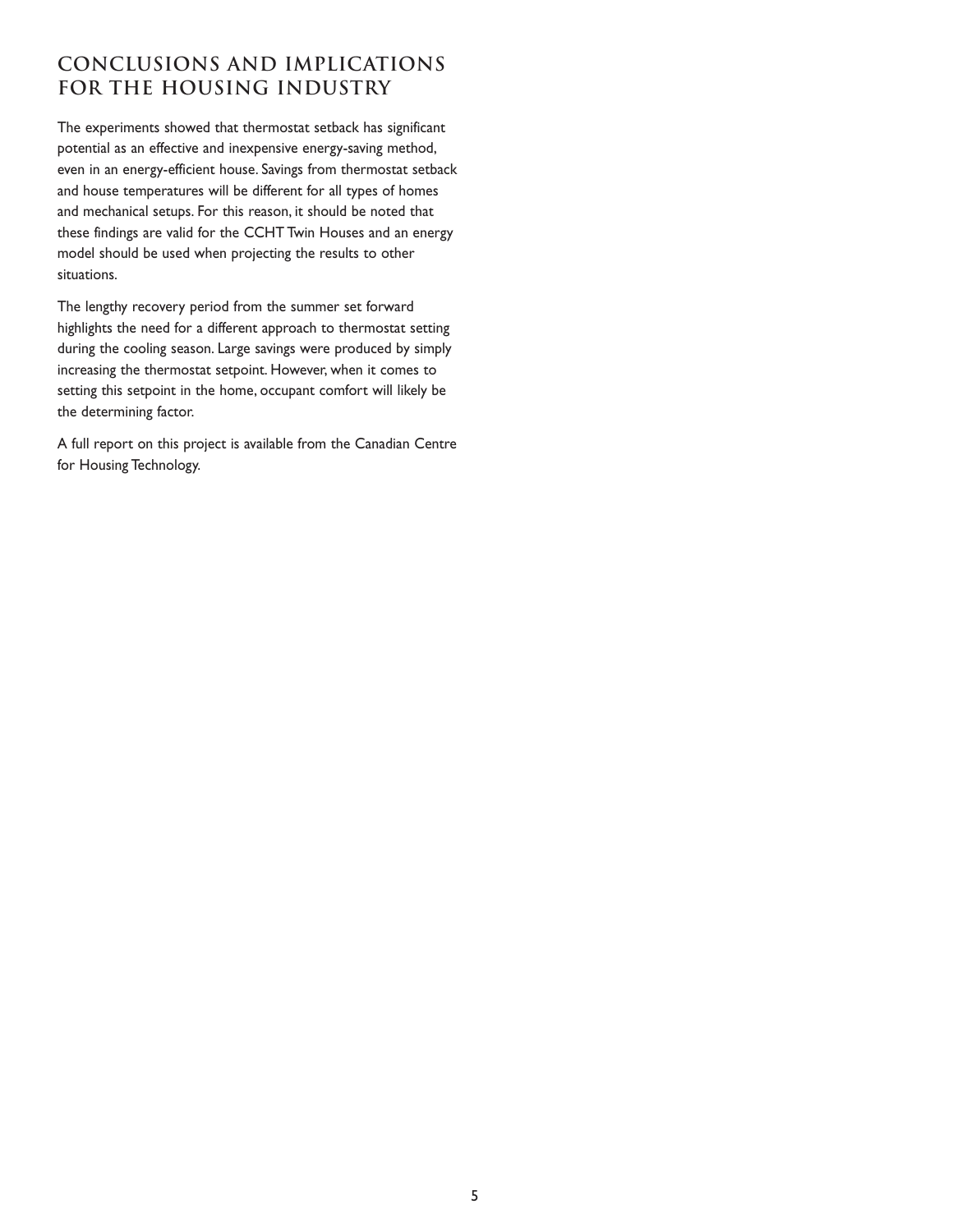## CONCLUSIONS AND IMPLICATIONS FOR THE HOUSING INDUSTRY

The experiments showed that thermostat setback has significant potential as an effective and inexpensive energy-saving method, even in an energy-efficient house. Savings from thermostat setback and house temperatures will be different for all types of homes and mechanical setups. For this reason, it should be noted that these findings are valid for the CCHT Twin Houses and an energy model should be used when projecting the results to other situations.

The lengthy recovery period from the summer set forward highlights the need for a different approach to thermostat setting during the cooling season. Large savings were produced by simply increasing the thermostat setpoint. However, when it comes to setting this setpoint in the home, occupant comfort will likely be the determining factor.

A full report on this project is available from the Canadian Centre for Housing Technology.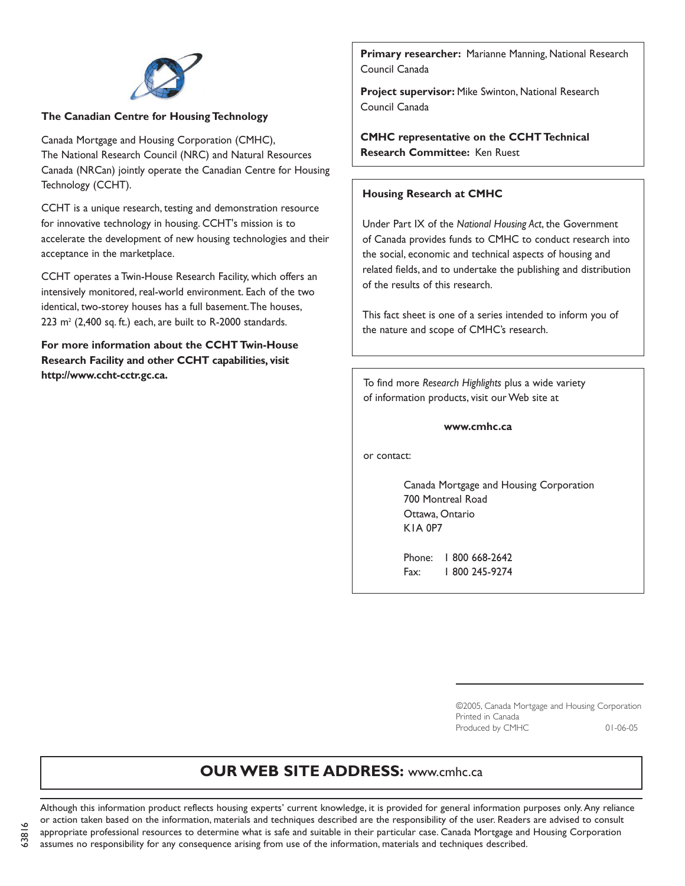## The Canadian Centre for Housing Technology

Canada Mortgage and Housing Corporation (CMHC), The National Research Council (NRC) and Natural Resources Canada (NRCan) jointly operate the Canadian Centre for Housing Technology (CCHT).

CCHT is a unique research, testing and demonstration resource for innovative technology in housing. CCHT's mission is to accelerate the development of new housing technologies and their acceptance in the marketplace.

CCHT operates a Twin-House Research Facility, which offers an intensively monitored, real-world environment. Each of the two identical, two-storey houses has a full basement. The houses, 223 $m^2$ (2,400 sq. ft.) each, are built to R-2000 standards.

**For more information about the CCHT Twin-House Research Facility and other CCHT capabilities, visit http://www.ccht-cctr.gc.ca.**

**Primary researcher:** Marianne Manning, National Research Council Canada

**Project supervisor:** Mike Swinton, National Research Council Canada

**CMHC representative on the CCHT Technical Research Committee:** Ken Ruest

### Housing Research at CMHC

Under Part IX of the *National Housing Act*, the Government of Canada provides funds to CMHC to conduct research into the social, economic and technical aspects of housing and related fields, and to undertake the publishing and distribution of the results of this research.

This fact sheet is one of a series intended to inform you of the nature and scope of CMHC's research.

To find more *Research Highlights* plus a wide variety of information products, visit our Web site at

**www.cmhc.ca**

or contact:

Canada Mortgage and Housing Corporation
700 Montreal Road
Ottawa, Ontario
K1A 0P7

Phone: 1 800 668-2642
Fax: 1 800 245-9274

©2005, Canada Mortgage and Housing Corporation
Printed in Canada
Produced by CMHC 01-06-05

**OUR WEB SITE ADDRESS:** www.cmhc.ca

Although this information product reflects housing experts' current knowledge, it is provided for general information purposes only. Any reliance or action taken based on the information, materials and techniques described are the responsibility of the user. Readers are advised to consult appropriate professional resources to determine what is safe and suitable in their particular case. Canada Mortgage and Housing Corporation assumes no responsibility for any consequence arising from use of the information, materials and techniques described.

63816